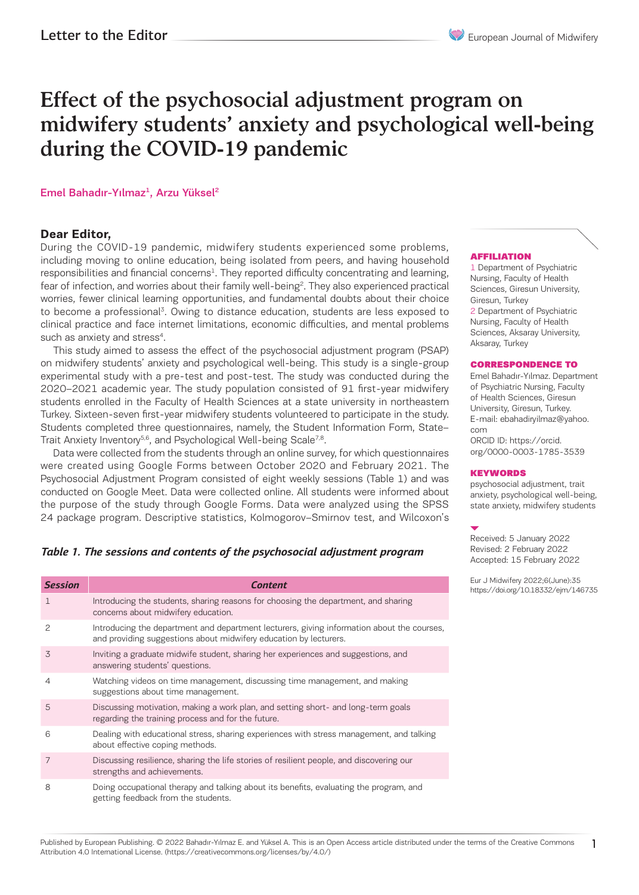Letter to the Editor

# Effect of the psychosocial adjustment program on midwifery students' anxiety and psychological well-being during the COVID-19 pandemic

Emel Bahadır-Yılmaz[1], Arzu Yüksel[2]

**Dear Editor,**

During the COVID-19 pandemic, midwifery students experienced some problems, including moving to online education, being isolated from peers, and having household responsibilities and financial concerns[1]. They reported difficulty concentrating and learning, fear of infection, and worries about their family well-being[2]. They also experienced practical worries, fewer clinical learning opportunities, and fundamental doubts about their choice to become a professional[3]. Owing to distance education, students are less exposed to clinical practice and face internet limitations, economic difficulties, and mental problems such as anxiety and stress[4].

This study aimed to assess the effect of the psychosocial adjustment program (PSAP) on midwifery students' anxiety and psychological well-being. This study is a single-group experimental study with a pre-test and post-test. The study was conducted during the 2020–2021 academic year. The study population consisted of 91 first-year midwifery students enrolled in the Faculty of Health Sciences at a state university in northeastern Turkey. Sixteen-seven first-year midwifery students volunteered to participate in the study. Students completed three questionnaires, namely, the Student Information Form, State–Trait Anxiety Inventory[5,6], and Psychological Well-being Scale[7,8].

Data were collected from the students through an online survey, for which questionnaires were created using Google Forms between October 2020 and February 2021. The Psychosocial Adjustment Program consisted of eight weekly sessions (Table 1) and was conducted on Google Meet. Data were collected online. All students were informed about the purpose of the study through Google Forms. Data were analyzed using the SPSS 24 package program. Descriptive statistics, Kolmogorov–Smirnov test, and Wilcoxon's

***Table 1. The sessions and contents of the psychosocial adjustment program***

| Session | Content |
|---|---|
| 1 | Introducing the students, sharing reasons for choosing the department, and sharing concerns about midwifery education. |
| 2 | Introducing the department and department lecturers, giving information about the courses, and providing suggestions about midwifery education by lecturers. |
| 3 | Inviting a graduate midwife student, sharing her experiences and suggestions, and answering students' questions. |
| 4 | Watching videos on time management, discussing time management, and making suggestions about time management. |
| 5 | Discussing motivation, making a work plan, and setting short- and long-term goals regarding the training process and for the future. |
| 6 | Dealing with educational stress, sharing experiences with stress management, and talking about effective coping methods. |
| 7 | Discussing resilience, sharing the life stories of resilient people, and discovering our strengths and achievements. |
| 8 | Doing occupational therapy and talking about its benefits, evaluating the program, and getting feedback from the students. |

**AFFILIATION**

1 Department of Psychiatric Nursing, Faculty of Health Sciences, Giresun University, Giresun, Turkey

2 Department of Psychiatric Nursing, Faculty of Health Sciences, Aksaray University, Aksaray, Turkey

**CORRESPONDENCE TO**

Emel Bahadır-Yılmaz. Department of Psychiatric Nursing, Faculty of Health Sciences, Giresun University, Giresun, Turkey. E-mail: ebahadiryilmaz@yahoo.com

ORCID ID: https://orcid.org/0000-0003-1785-3539

**KEYWORDS**

psychosocial adjustment, trait anxiety, psychological well-being, state anxiety, midwifery students

Received: 5 January 2022
Revised: 2 February 2022
Accepted: 15 February 2022

Eur J Midwifery 2022;6(June):35
https://doi.org/10.18332/ejm/146735

Published by European Publishing. © 2022 Bahadır-Yılmaz E. and Yüksel A. This is an Open Access article distributed under the terms of the Creative Commons Attribution 4.0 International License. (https://creativecommons.org/licenses/by/4.0/)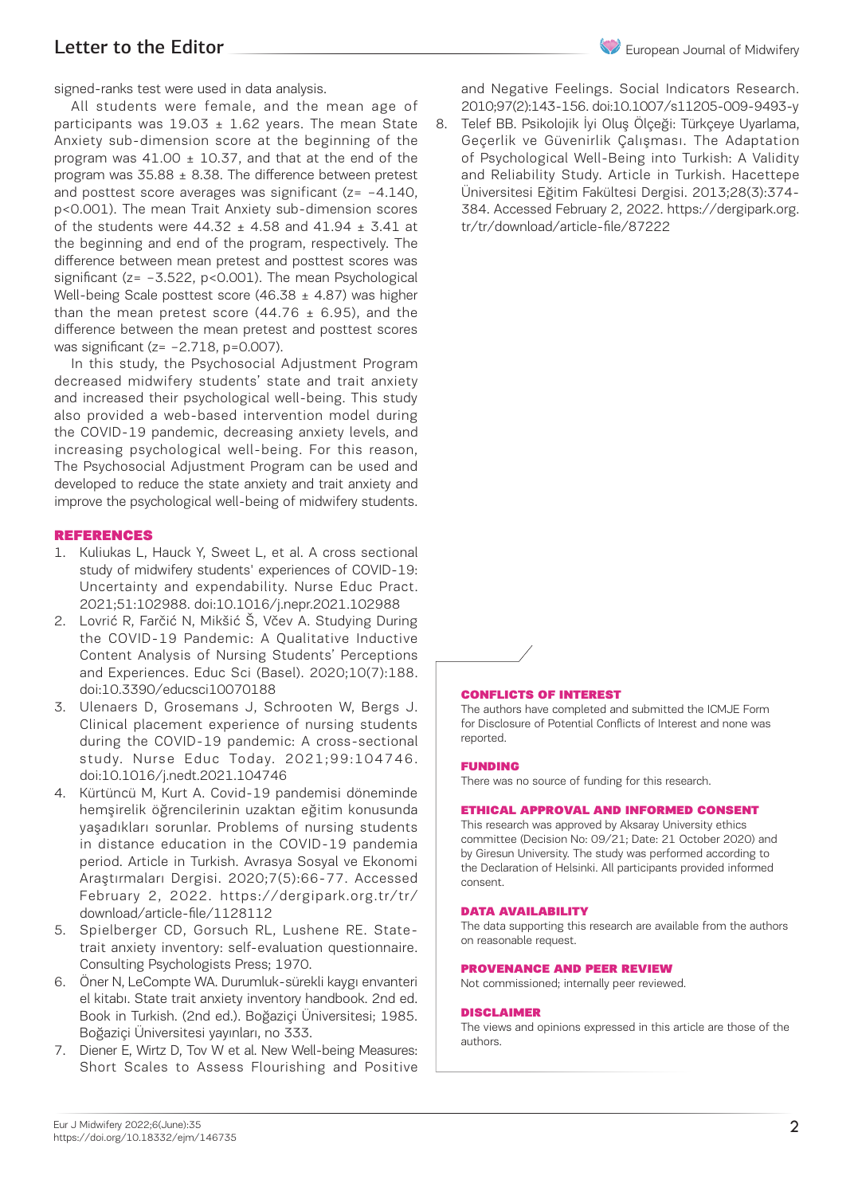signed-ranks test were used in data analysis.

All students were female, and the mean age of participants was 19.03 ± 1.62 years. The mean State Anxiety sub-dimension score at the beginning of the program was 41.00 ± 10.37, and that at the end of the program was 35.88 ± 8.38. The difference between pretest and posttest score averages was significant ($z= -4.140$, $p<0.001$). The mean Trait Anxiety sub-dimension scores of the students were 44.32 ± 4.58 and 41.94 ± 3.41 at the beginning and end of the program, respectively. The difference between mean pretest and posttest scores was significant ($z= -3.522$, $p<0.001$). The mean Psychological Well-being Scale posttest score (46.38 ± 4.87) was higher than the mean pretest score (44.76 ± 6.95), and the difference between the mean pretest and posttest scores was significant ($z= -2.718$, $p=0.007$).

In this study, the Psychosocial Adjustment Program decreased midwifery students' state and trait anxiety and increased their psychological well-being. This study also provided a web-based intervention model during the COVID-19 pandemic, decreasing anxiety levels, and increasing psychological well-being. For this reason, The Psychosocial Adjustment Program can be used and developed to reduce the state anxiety and trait anxiety and improve the psychological well-being of midwifery students.

## REFERENCES

1. Kuliukas L, Hauck Y, Sweet L, et al. A cross sectional study of midwifery students' experiences of COVID-19: Uncertainty and expendability. Nurse Educ Pract. 2021;51:102988. doi:10.1016/j.nepr.2021.102988
2. Lovrić R, Farčić N, Mikšić Š, Včev A. Studying During the COVID-19 Pandemic: A Qualitative Inductive Content Analysis of Nursing Students' Perceptions and Experiences. Educ Sci (Basel). 2020;10(7):188. doi:10.3390/educsci10070188
3. Ulenaers D, Grosemans J, Schrooten W, Bergs J. Clinical placement experience of nursing students during the COVID-19 pandemic: A cross-sectional study. Nurse Educ Today. 2021;99:104746. doi:10.1016/j.nedt.2021.104746
4. Kürtüncü M, Kurt A. Covid-19 pandemisi döneminde hemşirelik öğrencilerinin uzaktan eğitim konusunda yaşadıkları sorunlar. Problems of nursing students in distance education in the COVID-19 pandemia period. Article in Turkish. Avrasya Sosyal ve Ekonomi Araştırmaları Dergisi. 2020;7(5):66-77. Accessed February 2, 2022. https://dergipark.org.tr/tr/download/article-file/1128112
5. Spielberger CD, Gorsuch RL, Lushene RE. State-trait anxiety inventory: self-evaluation questionnaire. Consulting Psychologists Press; 1970.
6. Öner N, LeCompte WA. Durumluk-sürekli kaygı envanteri el kitabı. State trait anxiety inventory handbook. 2nd ed. Book in Turkish. (2nd ed.). Boğaziçi Üniversitesi; 1985. Boğaziçi Üniversitesi yayınları, no 333.
7. Diener E, Wirtz D, Tov W et al. New Well-being Measures: Short Scales to Assess Flourishing and Positive and Negative Feelings. Social Indicators Research. 2010;97(2):143-156. doi:10.1007/s11205-009-9493-y
8. Telef BB. Psikolojik İyi Oluş Ölçeği: Türkçeye Uyarlama, Geçerlik ve Güvenirlik Çalışması. The Adaptation of Psychological Well-Being into Turkish: A Validity and Reliability Study. Article in Turkish. Hacettepe Üniversitesi Eğitim Fakültesi Dergisi. 2013;28(3):374-384. Accessed February 2, 2022. https://dergipark.org.tr/tr/download/article-file/87222

### CONFLICTS OF INTEREST

The authors have completed and submitted the ICMJE Form for Disclosure of Potential Conflicts of Interest and none was reported.

### FUNDING

There was no source of funding for this research.

### ETHICAL APPROVAL AND INFORMED CONSENT

This research was approved by Aksaray University ethics committee (Decision No: 09/21; Date: 21 October 2020) and by Giresun University. The study was performed according to the Declaration of Helsinki. All participants provided informed consent.

### DATA AVAILABILITY

The data supporting this research are available from the authors on reasonable request.

### PROVENANCE AND PEER REVIEW

Not commissioned; internally peer reviewed.

### DISCLAIMER

The views and opinions expressed in this article are those of the authors.